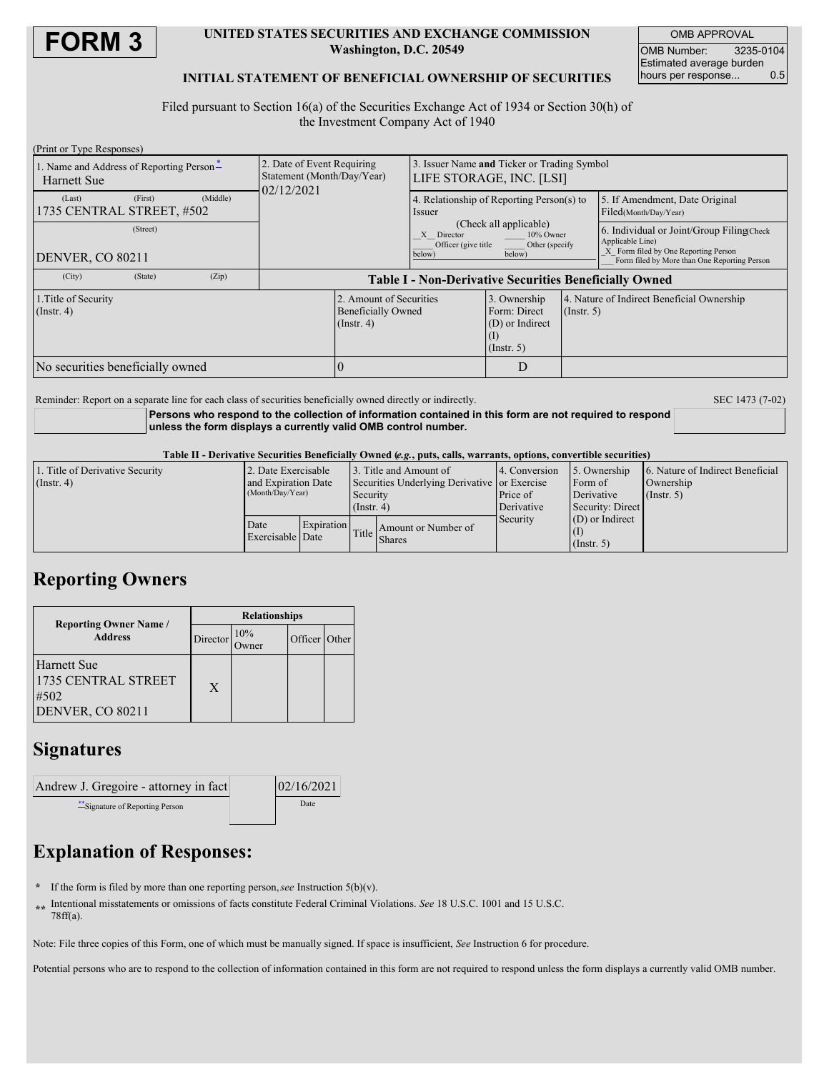# FORM 3

**UNITED STATES SECURITIES AND EXCHANGE COMMISSION**
**Washington, D.C. 20549**

**INITIAL STATEMENT OF BENEFICIAL OWNERSHIP OF SECURITIES**

| OMB APPROVAL | |
|---|---|
| OMB Number: | 3235-0104 |
| Estimated average burden hours per response... | 0.5 |

Filed pursuant to Section 16(a) of the Securities Exchange Act of 1934 or Section 30(h) of the Investment Company Act of 1940

(Print or Type Responses)

| 1. Name and Address of Reporting Person* | 2. Date of Event Requiring Statement (Month/Day/Year) | 3. Issuer Name and Ticker or Trading Symbol |
|---|---|---|
| Harnett Sue (Last) (First) (Middle) 1735 CENTRAL STREET, #502 (Street) DENVER, CO 80211 (City) (State) (Zip) | 02/12/2021 | LIFE STORAGE, INC. [LSI] |

| 4. Relationship of Reporting Person(s) to Issuer (Check all applicable) | 5. If Amendment, Date Original Filed(Month/Day/Year) | 6. Individual or Joint/Group Filing(Check Applicable Line) |
|---|---|---|
| X Director ___ 10% Owner ___ Officer (give title below) ___ Other (specify below) | | X Form filed by One Reporting Person ___ Form filed by More than One Reporting Person |

**Table I - Non-Derivative Securities Beneficially Owned**

| 1.Title of Security (Instr. 4) | 2. Amount of Securities Beneficially Owned (Instr. 4) | 3. Ownership Form: Direct (D) or Indirect (I) (Instr. 5) | 4. Nature of Indirect Beneficial Ownership (Instr. 5) |
|---|---|---|---|
| No securities beneficially owned | 0 | D | |

Reminder: Report on a separate line for each class of securities beneficially owned directly or indirectly.

SEC 1473 (7-02)

**Persons who respond to the collection of information contained in this form are not required to respond unless the form displays a currently valid OMB control number.**

**Table II - Derivative Securities Beneficially Owned (*e.g.*, puts, calls, warrants, options, convertible securities)**

| 1. Title of Derivative Security (Instr. 4) | 2. Date Exercisable and Expiration Date (Month/Day/Year) | | 3. Title and Amount of Securities Underlying Derivative Security (Instr. 4) | | 4. Conversion or Exercise Price of Derivative Security | 5. Ownership Form of Derivative Security: Direct (D) or Indirect (I) (Instr. 5) | 6. Nature of Indirect Beneficial Ownership (Instr. 5) |
|---|---|---|---|---|---|---|---|
| | Date Exercisable | Expiration Date | Title | Amount or Number of Shares | | | |

## Reporting Owners

| Reporting Owner Name / Address | Relationships | | | |
|---|---|---|---|---|
| | Director | 10% Owner | Officer | Other |
| Harnett Sue 1735 CENTRAL STREET #502 DENVER, CO 80211 | X | | | |

## Signatures

| Andrew J. Gregoire - attorney in fact | 02/16/2021 |
|---|---|
| **Signature of Reporting Person | Date |

## Explanation of Responses:

\* If the form is filed by more than one reporting person, *see* Instruction 5(b)(v).

\*\* Intentional misstatements or omissions of facts constitute Federal Criminal Violations. *See* 18 U.S.C. 1001 and 15 U.S.C. 78ff(a).

Note: File three copies of this Form, one of which must be manually signed. If space is insufficient, *See* Instruction 6 for procedure.

Potential persons who are to respond to the collection of information contained in this form are not required to respond unless the form displays a currently valid OMB number.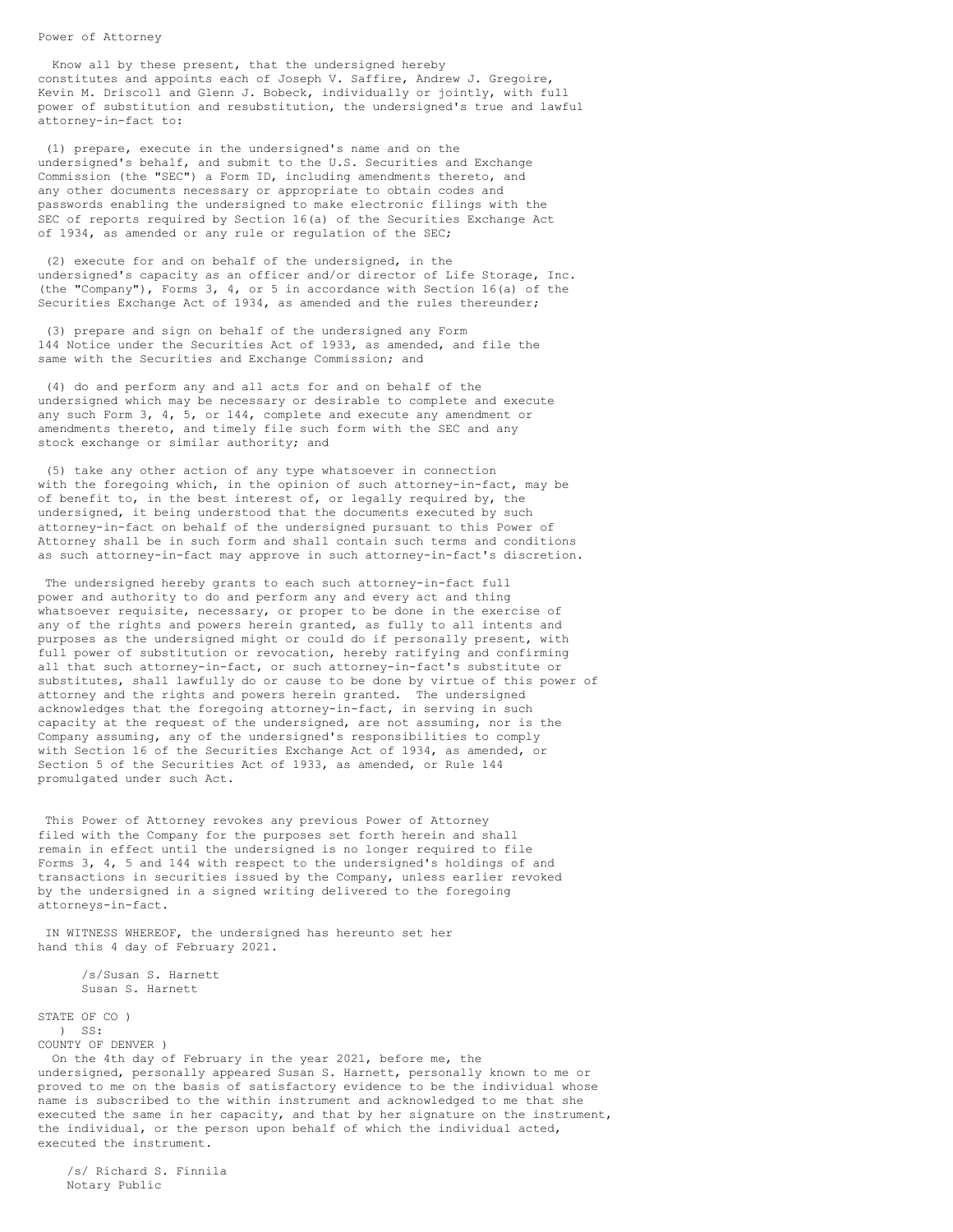Power of Attorney

Know all by these present, that the undersigned hereby constitutes and appoints each of Joseph V. Saffire, Andrew J. Gregoire, Kevin M. Driscoll and Glenn J. Bobeck, individually or jointly, with full power of substitution and resubstitution, the undersigned's true and lawful attorney-in-fact to:

(1) prepare, execute in the undersigned's name and on the undersigned's behalf, and submit to the U.S. Securities and Exchange Commission (the "SEC") a Form ID, including amendments thereto, and any other documents necessary or appropriate to obtain codes and passwords enabling the undersigned to make electronic filings with the SEC of reports required by Section 16(a) of the Securities Exchange Act of 1934, as amended or any rule or regulation of the SEC;

(2) execute for and on behalf of the undersigned, in the undersigned's capacity as an officer and/or director of Life Storage, Inc. (the "Company"), Forms 3, 4, or 5 in accordance with Section 16(a) of the Securities Exchange Act of 1934, as amended and the rules thereunder;

(3) prepare and sign on behalf of the undersigned any Form 144 Notice under the Securities Act of 1933, as amended, and file the same with the Securities and Exchange Commission; and

(4) do and perform any and all acts for and on behalf of the undersigned which may be necessary or desirable to complete and execute any such Form 3, 4, 5, or 144, complete and execute any amendment or amendments thereto, and timely file such form with the SEC and any stock exchange or similar authority; and

(5) take any other action of any type whatsoever in connection with the foregoing which, in the opinion of such attorney-in-fact, may be of benefit to, in the best interest of, or legally required by, the undersigned, it being understood that the documents executed by such attorney-in-fact on behalf of the undersigned pursuant to this Power of Attorney shall be in such form and shall contain such terms and conditions as such attorney-in-fact may approve in such attorney-in-fact's discretion.

The undersigned hereby grants to each such attorney-in-fact full power and authority to do and perform any and every act and thing whatsoever requisite, necessary, or proper to be done in the exercise of any of the rights and powers herein granted, as fully to all intents and purposes as the undersigned might or could do if personally present, with full power of substitution or revocation, hereby ratifying and confirming all that such attorney-in-fact, or such attorney-in-fact's substitute or substitutes, shall lawfully do or cause to be done by virtue of this power of attorney and the rights and powers herein granted. The undersigned acknowledges that the foregoing attorney-in-fact, in serving in such capacity at the request of the undersigned, are not assuming, nor is the Company assuming, any of the undersigned's responsibilities to comply with Section 16 of the Securities Exchange Act of 1934, as amended, or Section 5 of the Securities Act of 1933, as amended, or Rule 144 promulgated under such Act.

This Power of Attorney revokes any previous Power of Attorney filed with the Company for the purposes set forth herein and shall remain in effect until the undersigned is no longer required to file Forms 3, 4, 5 and 144 with respect to the undersigned's holdings of and transactions in securities issued by the Company, unless earlier revoked by the undersigned in a signed writing delivered to the foregoing attorneys-in-fact.

IN WITNESS WHEREOF, the undersigned has hereunto set her hand this 4 day of February 2021.

/s/Susan S. Harnett
Susan S. Harnett

STATE OF CO )
) SS:
COUNTY OF DENVER )

On the 4th day of February in the year 2021, before me, the undersigned, personally appeared Susan S. Harnett, personally known to me or proved to me on the basis of satisfactory evidence to be the individual whose name is subscribed to the within instrument and acknowledged to me that she executed the same in her capacity, and that by her signature on the instrument, the individual, or the person upon behalf of which the individual acted, executed the instrument.

/s/ Richard S. Finnila
Notary Public